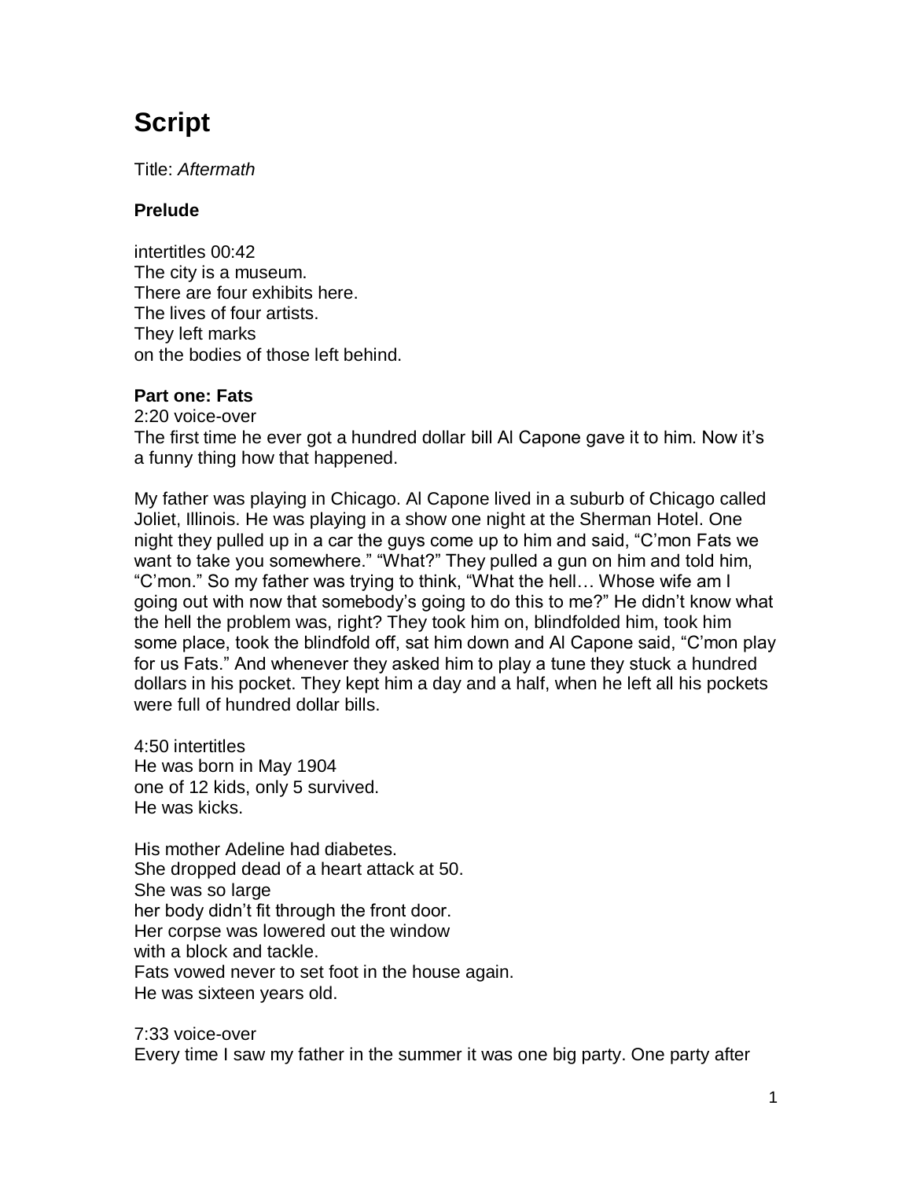# Script

Title: *Aftermath*

### Prelude

intertitles 00:42
The city is a museum.
There are four exhibits here.
The lives of four artists.
They left marks
on the bodies of those left behind.

**Part one: Fats**
2:20 voice-over
The first time he ever got a hundred dollar bill Al Capone gave it to him. Now it's a funny thing how that happened.

My father was playing in Chicago. Al Capone lived in a suburb of Chicago called Joliet, Illinois. He was playing in a show one night at the Sherman Hotel. One night they pulled up in a car the guys come up to him and said, "C'mon Fats we want to take you somewhere." "What?" They pulled a gun on him and told him, "C'mon." So my father was trying to think, "What the hell… Whose wife am I going out with now that somebody's going to do this to me?" He didn't know what the hell the problem was, right? They took him on, blindfolded him, took him some place, took the blindfold off, sat him down and Al Capone said, "C'mon play for us Fats." And whenever they asked him to play a tune they stuck a hundred dollars in his pocket. They kept him a day and a half, when he left all his pockets were full of hundred dollar bills.

4:50 intertitles
He was born in May 1904
one of 12 kids, only 5 survived.
He was kicks.

His mother Adeline had diabetes.
She dropped dead of a heart attack at 50.
She was so large
her body didn't fit through the front door.
Her corpse was lowered out the window
with a block and tackle.
Fats vowed never to set foot in the house again.
He was sixteen years old.

7:33 voice-over
Every time I saw my father in the summer it was one big party. One party after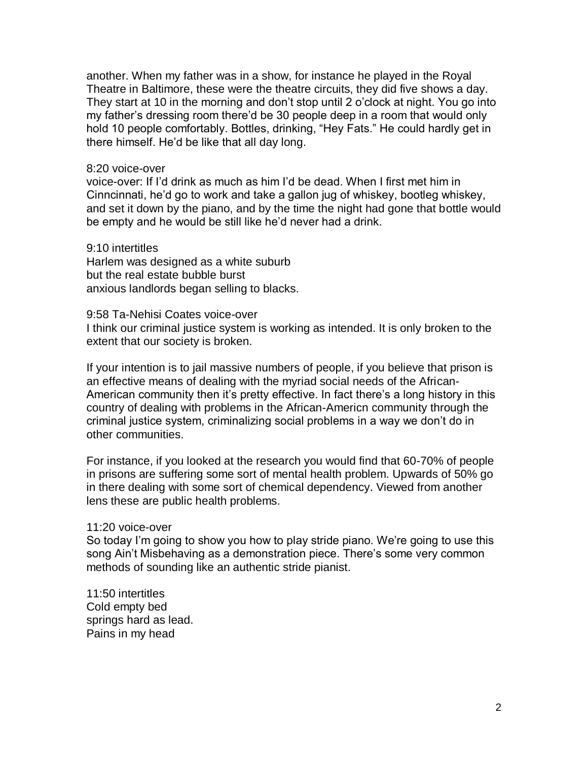another. When my father was in a show, for instance he played in the Royal Theatre in Baltimore, these were the theatre circuits, they did five shows a day. They start at 10 in the morning and don't stop until 2 o'clock at night. You go into my father's dressing room there'd be 30 people deep in a room that would only hold 10 people comfortably. Bottles, drinking, "Hey Fats." He could hardly get in there himself. He'd be like that all day long.

8:20 voice-over
voice-over: If I'd drink as much as him I'd be dead. When I first met him in Cinncinnati, he'd go to work and take a gallon jug of whiskey, bootleg whiskey, and set it down by the piano, and by the time the night had gone that bottle would be empty and he would be still like he'd never had a drink.

9:10 intertitles
Harlem was designed as a white suburb
but the real estate bubble burst
anxious landlords began selling to blacks.

9:58 Ta-Nehisi Coates voice-over
I think our criminal justice system is working as intended. It is only broken to the extent that our society is broken.

If your intention is to jail massive numbers of people, if you believe that prison is an effective means of dealing with the myriad social needs of the African-American community then it's pretty effective. In fact there's a long history in this country of dealing with problems in the African-Americn community through the criminal justice system, criminalizing social problems in a way we don't do in other communities.

For instance, if you looked at the research you would find that 60-70% of people in prisons are suffering some sort of mental health problem. Upwards of 50% go in there dealing with some sort of chemical dependency. Viewed from another lens these are public health problems.

11:20 voice-over
So today I'm going to show you how to play stride piano. We're going to use this song Ain't Misbehaving as a demonstration piece. There's some very common methods of sounding like an authentic stride pianist.

11:50 intertitles
Cold empty bed
springs hard as lead.
Pains in my head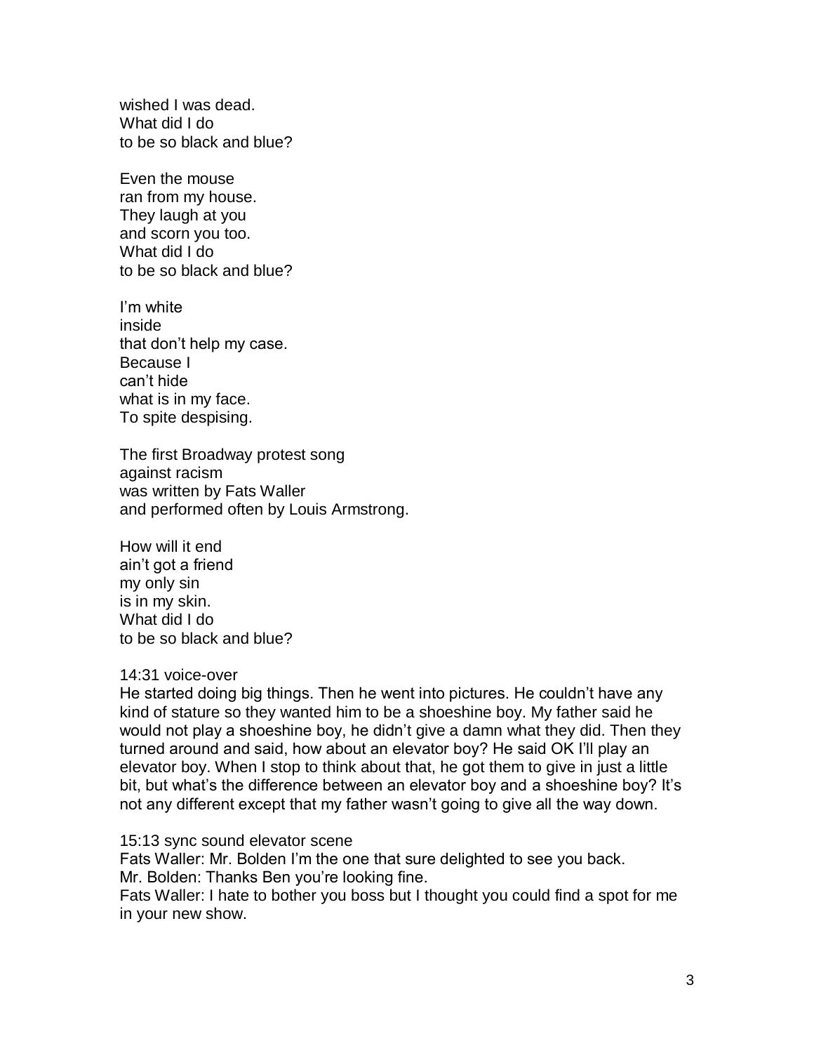wished I was dead.
What did I do
to be so black and blue?

Even the mouse
ran from my house.
They laugh at you
and scorn you too.
What did I do
to be so black and blue?

I'm white
inside
that don't help my case.
Because I
can't hide
what is in my face.
To spite despising.

The first Broadway protest song
against racism
was written by Fats Waller
and performed often by Louis Armstrong.

How will it end
ain't got a friend
my only sin
is in my skin.
What did I do
to be so black and blue?

14:31 voice-over
He started doing big things. Then he went into pictures. He couldn't have any kind of stature so they wanted him to be a shoeshine boy. My father said he would not play a shoeshine boy, he didn't give a damn what they did. Then they turned around and said, how about an elevator boy? He said OK I'll play an elevator boy. When I stop to think about that, he got them to give in just a little bit, but what's the difference between an elevator boy and a shoeshine boy? It's not any different except that my father wasn't going to give all the way down.

15:13 sync sound elevator scene
Fats Waller: Mr. Bolden I'm the one that sure delighted to see you back.
Mr. Bolden: Thanks Ben you're looking fine.
Fats Waller: I hate to bother you boss but I thought you could find a spot for me in your new show.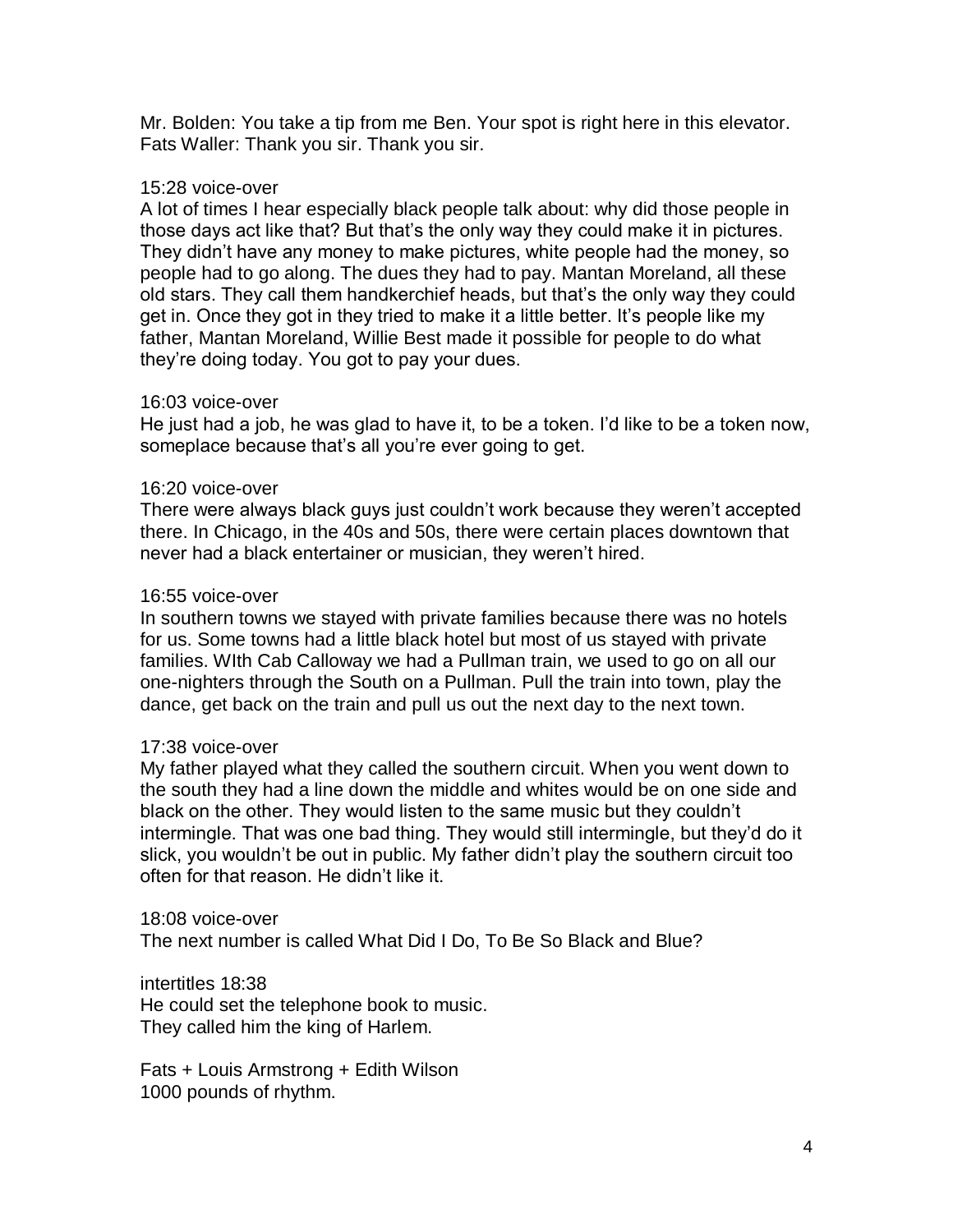Mr. Bolden: You take a tip from me Ben. Your spot is right here in this elevator.
Fats Waller: Thank you sir. Thank you sir.

15:28 voice-over
A lot of times I hear especially black people talk about: why did those people in those days act like that? But that's the only way they could make it in pictures. They didn't have any money to make pictures, white people had the money, so people had to go along. The dues they had to pay. Mantan Moreland, all these old stars. They call them handkerchief heads, but that's the only way they could get in. Once they got in they tried to make it a little better. It's people like my father, Mantan Moreland, Willie Best made it possible for people to do what they're doing today. You got to pay your dues.

16:03 voice-over
He just had a job, he was glad to have it, to be a token. I'd like to be a token now, someplace because that's all you're ever going to get.

16:20 voice-over
There were always black guys just couldn't work because they weren't accepted there. In Chicago, in the 40s and 50s, there were certain places downtown that never had a black entertainer or musician, they weren't hired.

16:55 voice-over
In southern towns we stayed with private families because there was no hotels for us. Some towns had a little black hotel but most of us stayed with private families. WIth Cab Calloway we had a Pullman train, we used to go on all our one-nighters through the South on a Pullman. Pull the train into town, play the dance, get back on the train and pull us out the next day to the next town.

17:38 voice-over
My father played what they called the southern circuit. When you went down to the south they had a line down the middle and whites would be on one side and black on the other. They would listen to the same music but they couldn't intermingle. That was one bad thing. They would still intermingle, but they'd do it slick, you wouldn't be out in public. My father didn't play the southern circuit too often for that reason. He didn't like it.

18:08 voice-over
The next number is called What Did I Do, To Be So Black and Blue?

intertitles 18:38
He could set the telephone book to music.
They called him the king of Harlem.

Fats + Louis Armstrong + Edith Wilson
1000 pounds of rhythm.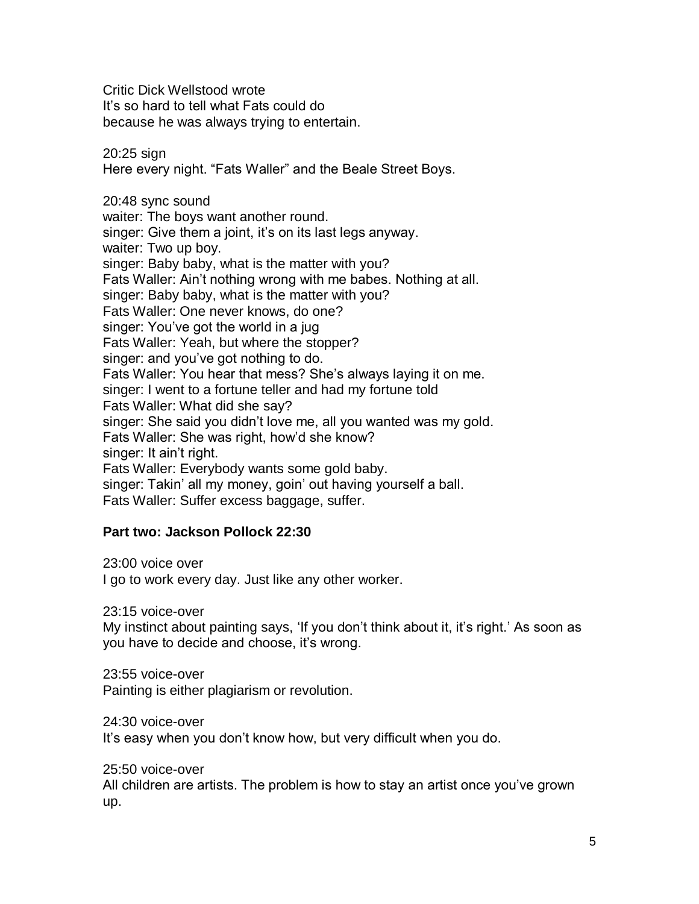Critic Dick Wellstood wrote
It's so hard to tell what Fats could do
because he was always trying to entertain.

20:25 sign
Here every night. "Fats Waller" and the Beale Street Boys.

20:48 sync sound
waiter: The boys want another round.
singer: Give them a joint, it's on its last legs anyway.
waiter: Two up boy.
singer: Baby baby, what is the matter with you?
Fats Waller: Ain't nothing wrong with me babes. Nothing at all.
singer: Baby baby, what is the matter with you?
Fats Waller: One never knows, do one?
singer: You've got the world in a jug
Fats Waller: Yeah, but where the stopper?
singer: and you've got nothing to do.
Fats Waller: You hear that mess? She's always laying it on me.
singer: I went to a fortune teller and had my fortune told
Fats Waller: What did she say?
singer: She said you didn't love me, all you wanted was my gold.
Fats Waller: She was right, how'd she know?
singer: It ain't right.
Fats Waller: Everybody wants some gold baby.
singer: Takin' all my money, goin' out having yourself a ball.
Fats Waller: Suffer excess baggage, suffer.

**Part two: Jackson Pollock 22:30**

23:00 voice over
I go to work every day. Just like any other worker.

23:15 voice-over
My instinct about painting says, 'If you don't think about it, it's right.' As soon as you have to decide and choose, it's wrong.

23:55 voice-over
Painting is either plagiarism or revolution.

24:30 voice-over
It's easy when you don't know how, but very difficult when you do.

25:50 voice-over
All children are artists. The problem is how to stay an artist once you've grown up.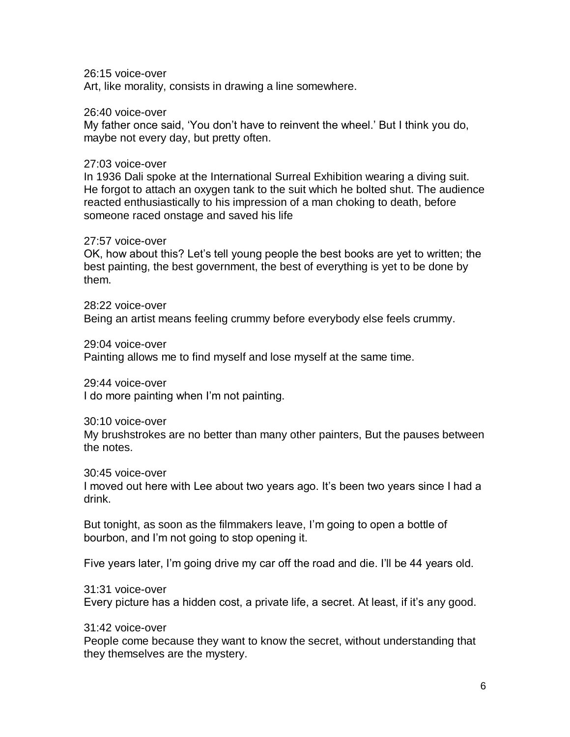26:15 voice-over
Art, like morality, consists in drawing a line somewhere.

26:40 voice-over
My father once said, 'You don't have to reinvent the wheel.' But I think you do, maybe not every day, but pretty often.

27:03 voice-over
In 1936 Dali spoke at the International Surreal Exhibition wearing a diving suit. He forgot to attach an oxygen tank to the suit which he bolted shut. The audience reacted enthusiastically to his impression of a man choking to death, before someone raced onstage and saved his life

27:57 voice-over
OK, how about this? Let's tell young people the best books are yet to written; the best painting, the best government, the best of everything is yet to be done by them.

28:22 voice-over
Being an artist means feeling crummy before everybody else feels crummy.

29:04 voice-over
Painting allows me to find myself and lose myself at the same time.

29:44 voice-over
I do more painting when I'm not painting.

30:10 voice-over
My brushstrokes are no better than many other painters, But the pauses between the notes.

30:45 voice-over
I moved out here with Lee about two years ago. It's been two years since I had a drink.

But tonight, as soon as the filmmakers leave, I'm going to open a bottle of bourbon, and I'm not going to stop opening it.

Five years later, I'm going drive my car off the road and die. I'll be 44 years old.

31:31 voice-over
Every picture has a hidden cost, a private life, a secret. At least, if it's any good.

31:42 voice-over
People come because they want to know the secret, without understanding that they themselves are the mystery.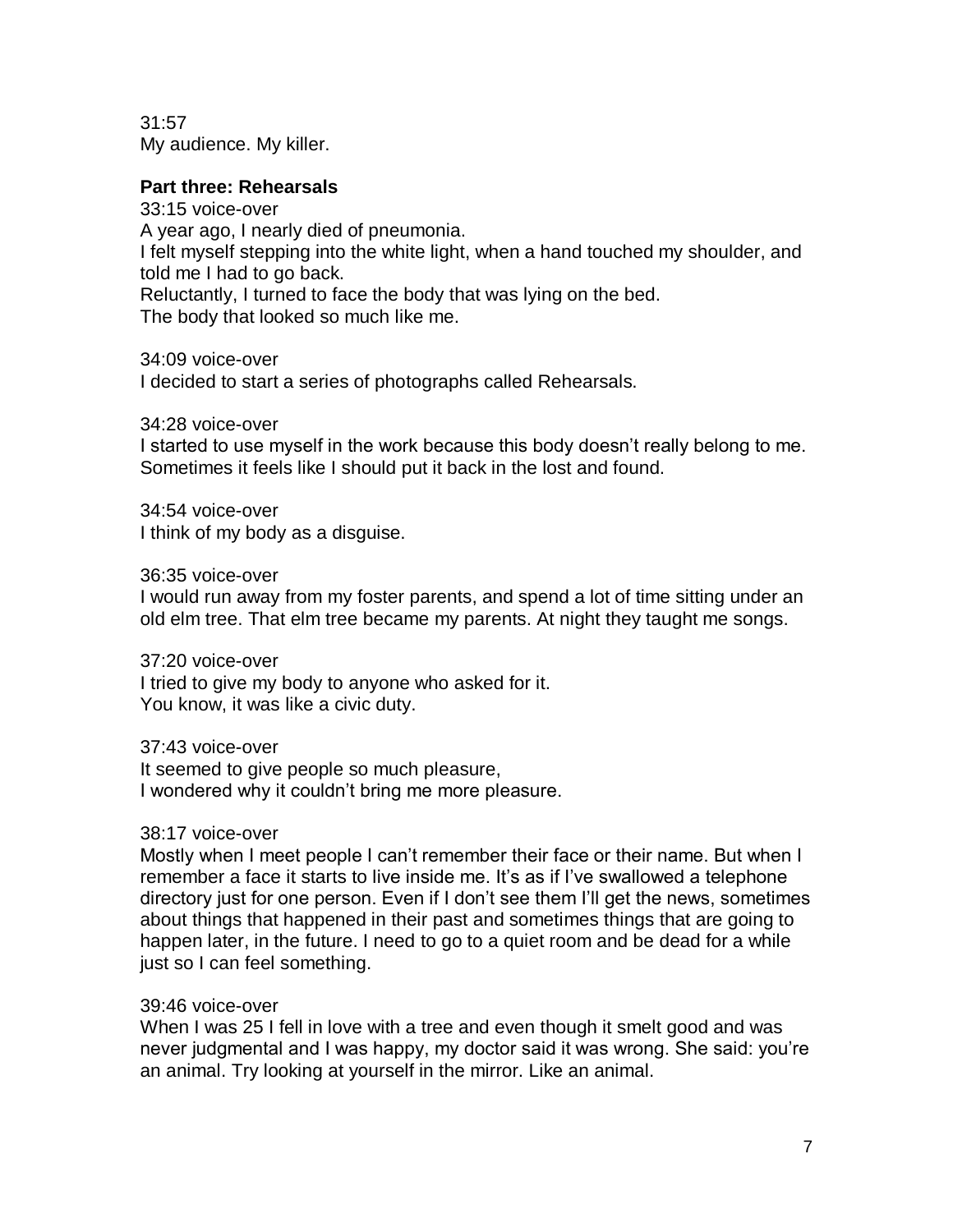31:57
My audience. My killer.

**Part three: Rehearsals**

33:15 voice-over
A year ago, I nearly died of pneumonia.
I felt myself stepping into the white light, when a hand touched my shoulder, and told me I had to go back.
Reluctantly, I turned to face the body that was lying on the bed.
The body that looked so much like me.

34:09 voice-over
I decided to start a series of photographs called Rehearsals.

34:28 voice-over
I started to use myself in the work because this body doesn't really belong to me. Sometimes it feels like I should put it back in the lost and found.

34:54 voice-over
I think of my body as a disguise.

36:35 voice-over
I would run away from my foster parents, and spend a lot of time sitting under an old elm tree. That elm tree became my parents. At night they taught me songs.

37:20 voice-over
I tried to give my body to anyone who asked for it.
You know, it was like a civic duty.

37:43 voice-over
It seemed to give people so much pleasure,
I wondered why it couldn't bring me more pleasure.

38:17 voice-over
Mostly when I meet people I can't remember their face or their name. But when I remember a face it starts to live inside me. It's as if I've swallowed a telephone directory just for one person. Even if I don't see them I'll get the news, sometimes about things that happened in their past and sometimes things that are going to happen later, in the future. I need to go to a quiet room and be dead for a while just so I can feel something.

39:46 voice-over
When I was 25 I fell in love with a tree and even though it smelt good and was never judgmental and I was happy, my doctor said it was wrong. She said: you're an animal. Try looking at yourself in the mirror. Like an animal.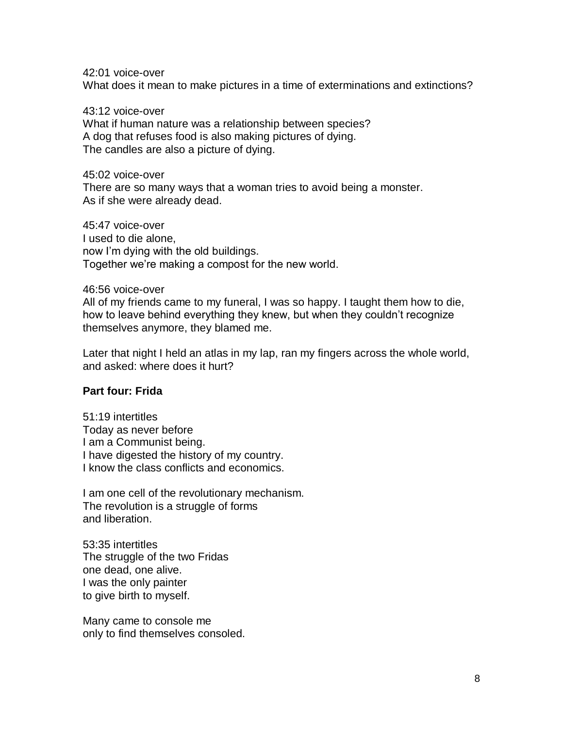42:01 voice-over
What does it mean to make pictures in a time of exterminations and extinctions?

43:12 voice-over
What if human nature was a relationship between species?
A dog that refuses food is also making pictures of dying.
The candles are also a picture of dying.

45:02 voice-over
There are so many ways that a woman tries to avoid being a monster.
As if she were already dead.

45:47 voice-over
I used to die alone,
now I'm dying with the old buildings.
Together we're making a compost for the new world.

46:56 voice-over
All of my friends came to my funeral, I was so happy. I taught them how to die, how to leave behind everything they knew, but when they couldn't recognize themselves anymore, they blamed me.

Later that night I held an atlas in my lap, ran my fingers across the whole world, and asked: where does it hurt?

**Part four: Frida**

51:19 intertitles
Today as never before
I am a Communist being.
I have digested the history of my country.
I know the class conflicts and economics.

I am one cell of the revolutionary mechanism.
The revolution is a struggle of forms
and liberation.

53:35 intertitles
The struggle of the two Fridas
one dead, one alive.
I was the only painter
to give birth to myself.

Many came to console me
only to find themselves consoled.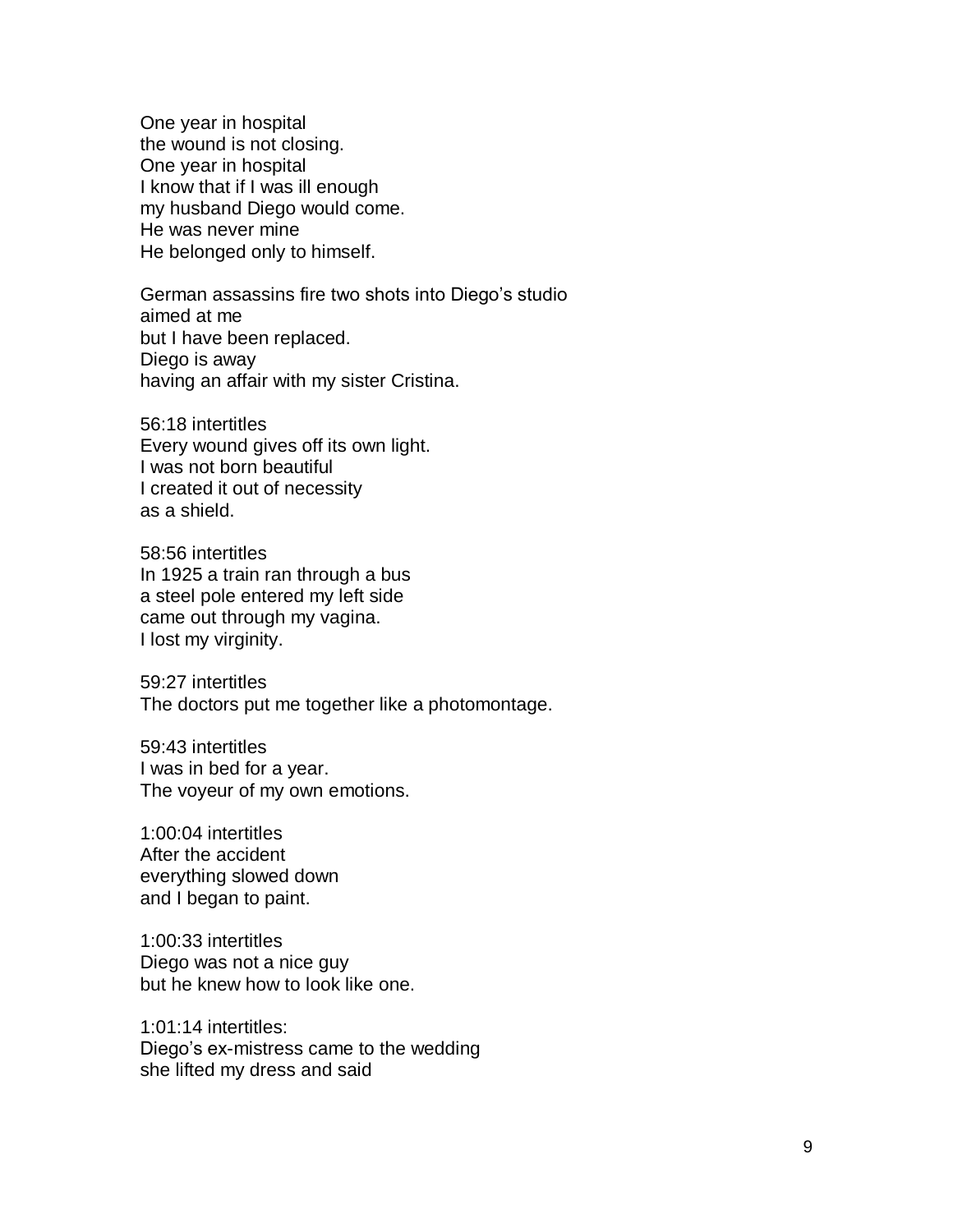One year in hospital
the wound is not closing.
One year in hospital
I know that if I was ill enough
my husband Diego would come.
He was never mine
He belonged only to himself.

German assassins fire two shots into Diego's studio
aimed at me
but I have been replaced.
Diego is away
having an affair with my sister Cristina.

56:18 intertitles
Every wound gives off its own light.
I was not born beautiful
I created it out of necessity
as a shield.

58:56 intertitles
In 1925 a train ran through a bus
a steel pole entered my left side
came out through my vagina.
I lost my virginity.

59:27 intertitles
The doctors put me together like a photomontage.

59:43 intertitles
I was in bed for a year.
The voyeur of my own emotions.

1:00:04 intertitles
After the accident
everything slowed down
and I began to paint.

1:00:33 intertitles
Diego was not a nice guy
but he knew how to look like one.

1:01:14 intertitles:
Diego's ex-mistress came to the wedding
she lifted my dress and said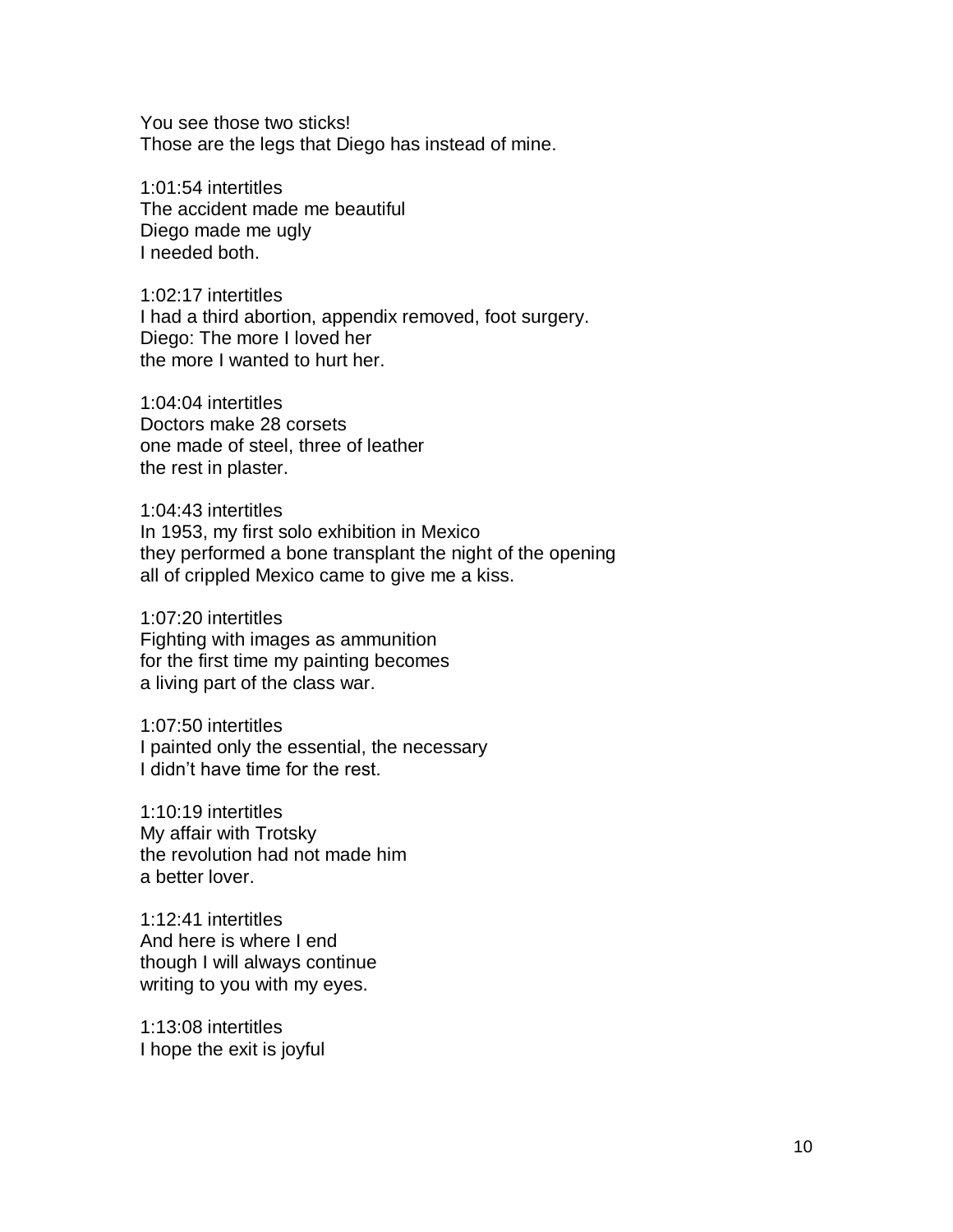You see those two sticks!
Those are the legs that Diego has instead of mine.

1:01:54 intertitles
The accident made me beautiful
Diego made me ugly
I needed both.

1:02:17 intertitles
I had a third abortion, appendix removed, foot surgery.
Diego: The more I loved her
the more I wanted to hurt her.

1:04:04 intertitles
Doctors make 28 corsets
one made of steel, three of leather
the rest in plaster.

1:04:43 intertitles
In 1953, my first solo exhibition in Mexico
they performed a bone transplant the night of the opening
all of crippled Mexico came to give me a kiss.

1:07:20 intertitles
Fighting with images as ammunition
for the first time my painting becomes
a living part of the class war.

1:07:50 intertitles
I painted only the essential, the necessary
I didn't have time for the rest.

1:10:19 intertitles
My affair with Trotsky
the revolution had not made him
a better lover.

1:12:41 intertitles
And here is where I end
though I will always continue
writing to you with my eyes.

1:13:08 intertitles
I hope the exit is joyful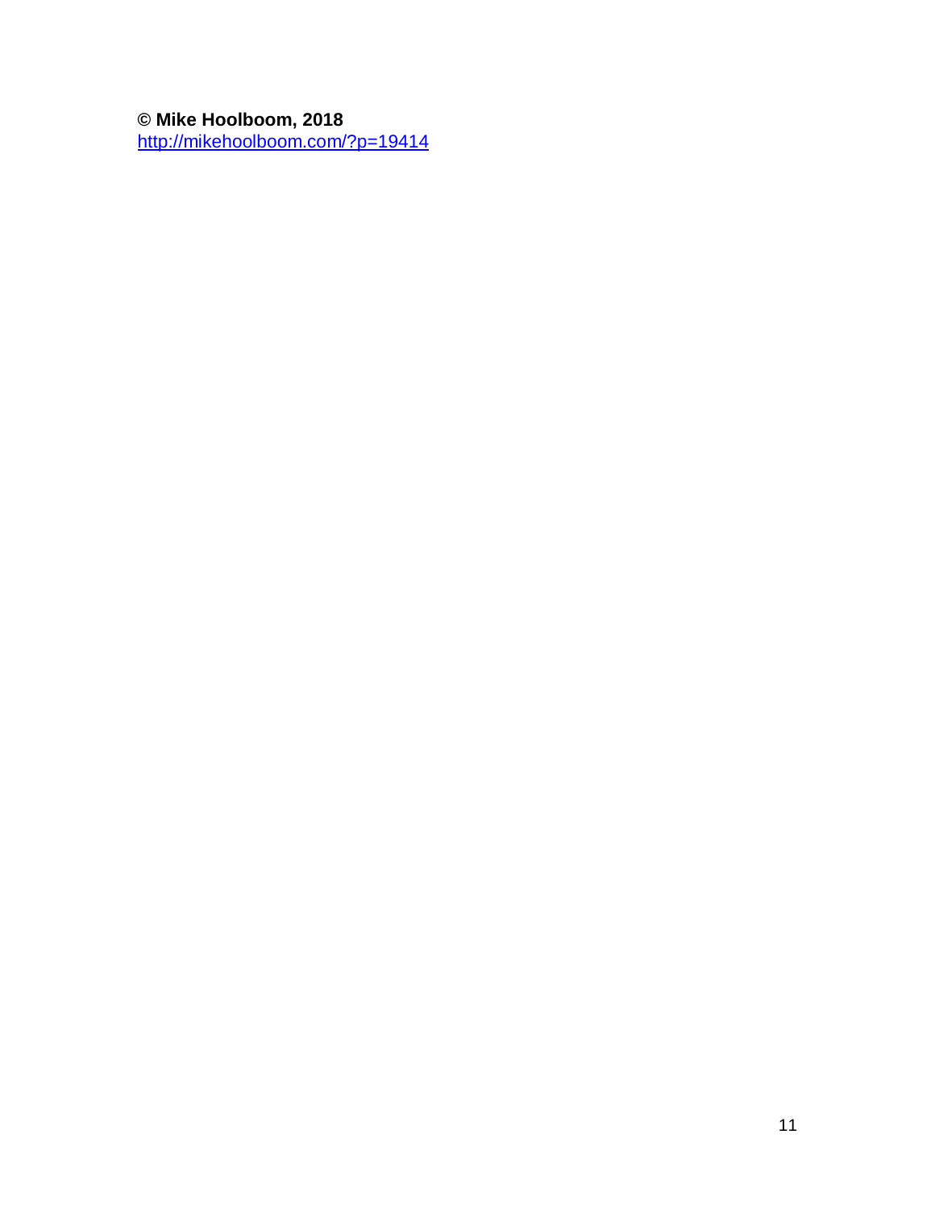**© Mike Hoolboom, 2018**
http://mikehoolboom.com/?p=19414